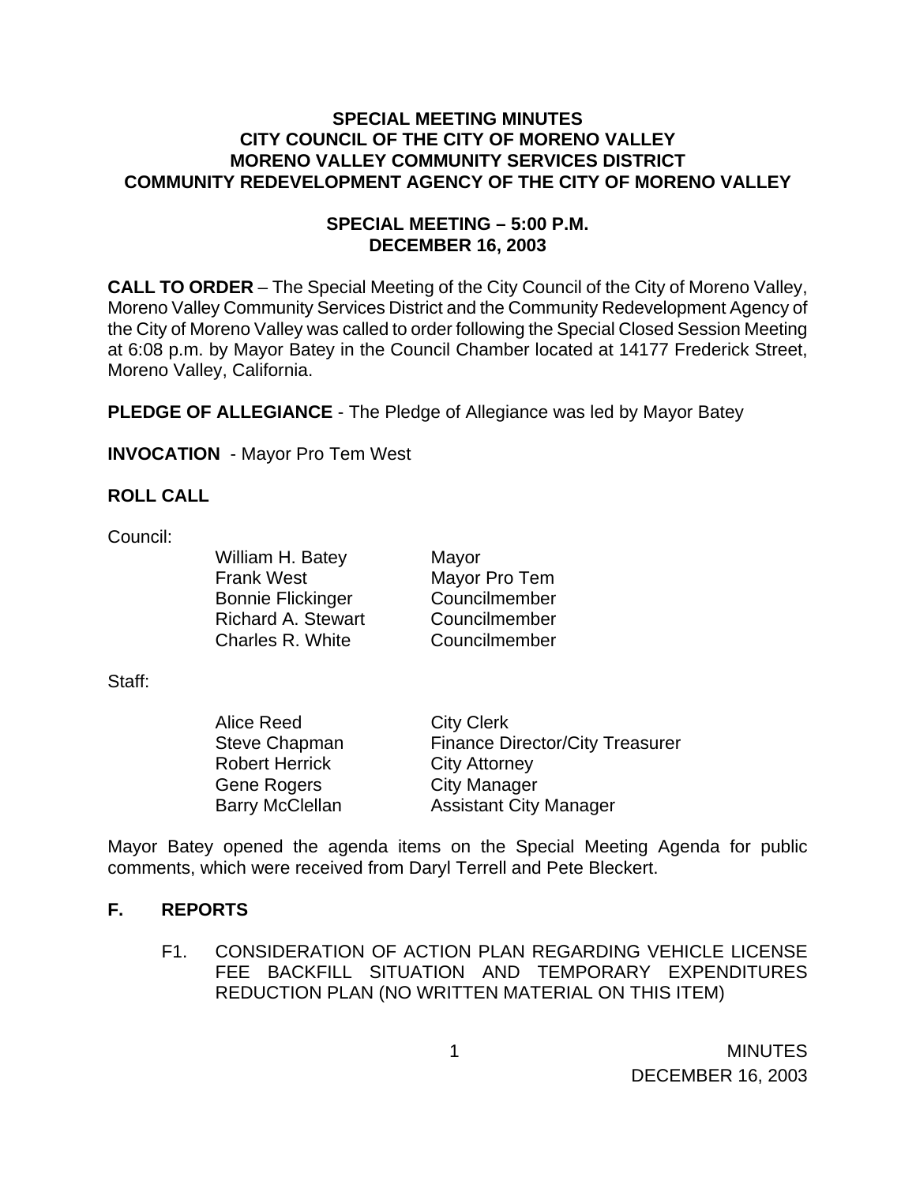# SPECIAL MEETING MINUTES
# CITY COUNCIL OF THE CITY OF MORENO VALLEY
# MORENO VALLEY COMMUNITY SERVICES DISTRICT
# COMMUNITY REDEVELOPMENT AGENCY OF THE CITY OF MORENO VALLEY

## SPECIAL MEETING – 5:00 P.M.
## DECEMBER 16, 2003

**CALL TO ORDER** – The Special Meeting of the City Council of the City of Moreno Valley, Moreno Valley Community Services District and the Community Redevelopment Agency of the City of Moreno Valley was called to order following the Special Closed Session Meeting at 6:08 p.m. by Mayor Batey in the Council Chamber located at 14177 Frederick Street, Moreno Valley, California.

**PLEDGE OF ALLEGIANCE** - The Pledge of Allegiance was led by Mayor Batey

**INVOCATION** - Mayor Pro Tem West

**ROLL CALL**

Council:

| | |
|---|---|
| William H. Batey | Mayor |
| Frank West | Mayor Pro Tem |
| Bonnie Flickinger | Councilmember |
| Richard A. Stewart | Councilmember |
| Charles R. White | Councilmember |

Staff:

| | |
|---|---|
| Alice Reed | City Clerk |
| Steve Chapman | Finance Director/City Treasurer |
| Robert Herrick | City Attorney |
| Gene Rogers | City Manager |
| Barry McClellan | Assistant City Manager |

Mayor Batey opened the agenda items on the Special Meeting Agenda for public comments, which were received from Daryl Terrell and Pete Bleckert.

**F. REPORTS**

F1. CONSIDERATION OF ACTION PLAN REGARDING VEHICLE LICENSE FEE BACKFILL SITUATION AND TEMPORARY EXPENDITURES REDUCTION PLAN (NO WRITTEN MATERIAL ON THIS ITEM)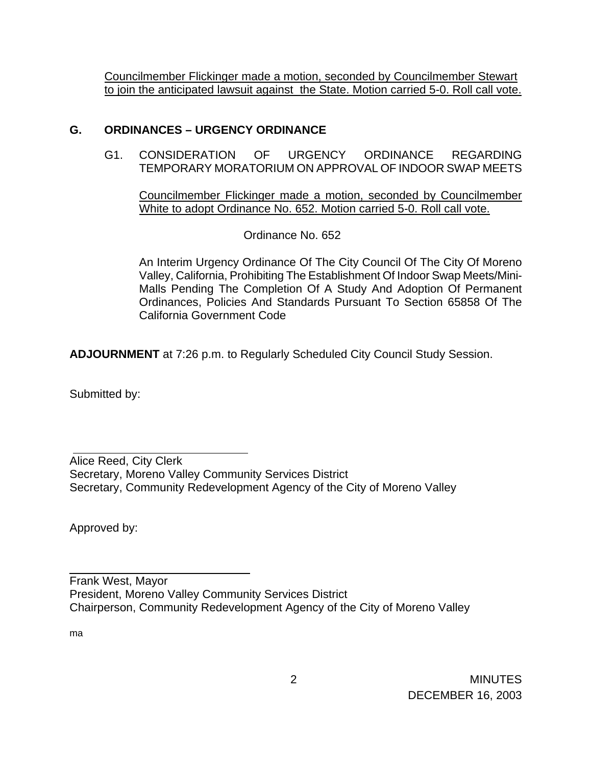Councilmember Flickinger made a motion, seconded by Councilmember Stewart to join the anticipated lawsuit against the State. Motion carried 5-0. Roll call vote.

## G. ORDINANCES – URGENCY ORDINANCE

G1. CONSIDERATION OF URGENCY ORDINANCE REGARDING TEMPORARY MORATORIUM ON APPROVAL OF INDOOR SWAP MEETS

Councilmember Flickinger made a motion, seconded by Councilmember White to adopt Ordinance No. 652. Motion carried 5-0. Roll call vote.

Ordinance No. 652

An Interim Urgency Ordinance Of The City Council Of The City Of Moreno Valley, California, Prohibiting The Establishment Of Indoor Swap Meets/Mini-Malls Pending The Completion Of A Study And Adoption Of Permanent Ordinances, Policies And Standards Pursuant To Section 65858 Of The California Government Code

**ADJOURNMENT** at 7:26 p.m. to Regularly Scheduled City Council Study Session.

Submitted by:

\_\_\_\_\_\_\_\_\_\_\_\_\_\_\_\_\_\_\_\_\_\_\_\_\_\_\_\_\_\_

Alice Reed, City Clerk
Secretary, Moreno Valley Community Services District
Secretary, Community Redevelopment Agency of the City of Moreno Valley

Approved by:

\_\_\_\_\_\_\_\_\_\_\_\_\_\_\_\_\_\_\_\_\_\_\_\_\_\_\_\_\_\_

Frank West, Mayor
President, Moreno Valley Community Services District
Chairperson, Community Redevelopment Agency of the City of Moreno Valley

ma

MINUTES
DECEMBER 16, 2003